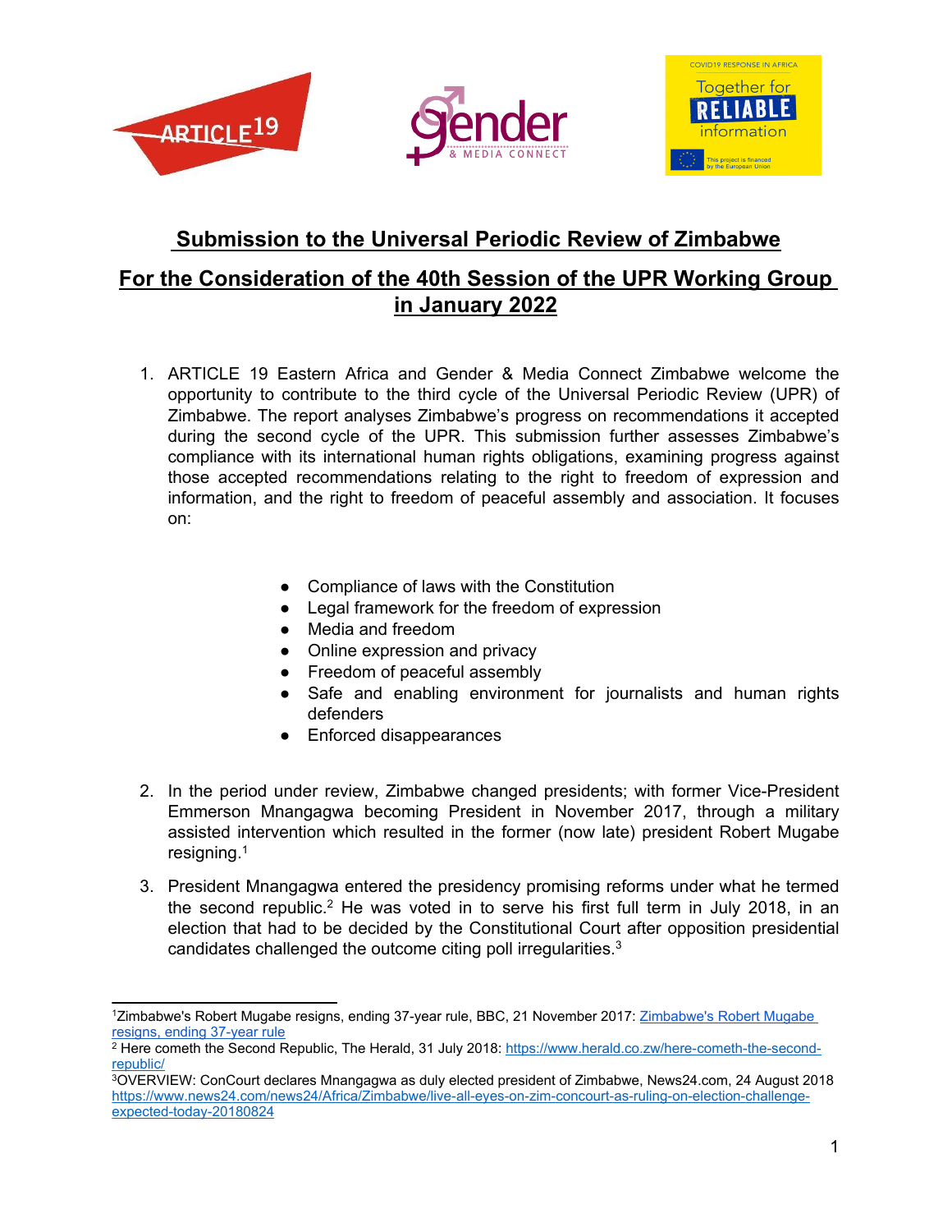# Submission to the Universal Periodic Review of Zimbabwe

## For the Consideration of the 40th Session of the UPR Working Group in January 2022

1. ARTICLE 19 Eastern Africa and Gender & Media Connect Zimbabwe welcome the opportunity to contribute to the third cycle of the Universal Periodic Review (UPR) of Zimbabwe. The report analyses Zimbabwe's progress on recommendations it accepted during the second cycle of the UPR. This submission further assesses Zimbabwe's compliance with its international human rights obligations, examining progress against those accepted recommendations relating to the right to freedom of expression and information, and the right to freedom of peaceful assembly and association. It focuses on:

   - Compliance of laws with the Constitution
   - Legal framework for the freedom of expression
   - Media and freedom
   - Online expression and privacy
   - Freedom of peaceful assembly
   - Safe and enabling environment for journalists and human rights defenders
   - Enforced disappearances

2. In the period under review, Zimbabwe changed presidents; with former Vice-President Emmerson Mnangagwa becoming President in November 2017, through a military assisted intervention which resulted in the former (now late) president Robert Mugabe resigning.[1]

3. President Mnangagwa entered the presidency promising reforms under what he termed the second republic.[2] He was voted in to serve his first full term in July 2018, in an election that had to be decided by the Constitutional Court after opposition presidential candidates challenged the outcome citing poll irregularities.[3]

---

[1] Zimbabwe's Robert Mugabe resigns, ending 37-year rule, BBC, 21 November 2017: [Zimbabwe's Robert Mugabe resigns, ending 37-year rule](Zimbabwe's Robert Mugabe resigns, ending 37-year rule)

[2] Here cometh the Second Republic, The Herald, 31 July 2018: https://www.herald.co.zw/here-cometh-the-second-republic/

[3] OVERVIEW: ConCourt declares Mnangagwa as duly elected president of Zimbabwe, News24.com, 24 August 2018 https://www.news24.com/news24/Africa/Zimbabwe/live-all-eyes-on-zim-concourt-as-ruling-on-election-challenge-expected-today-20180824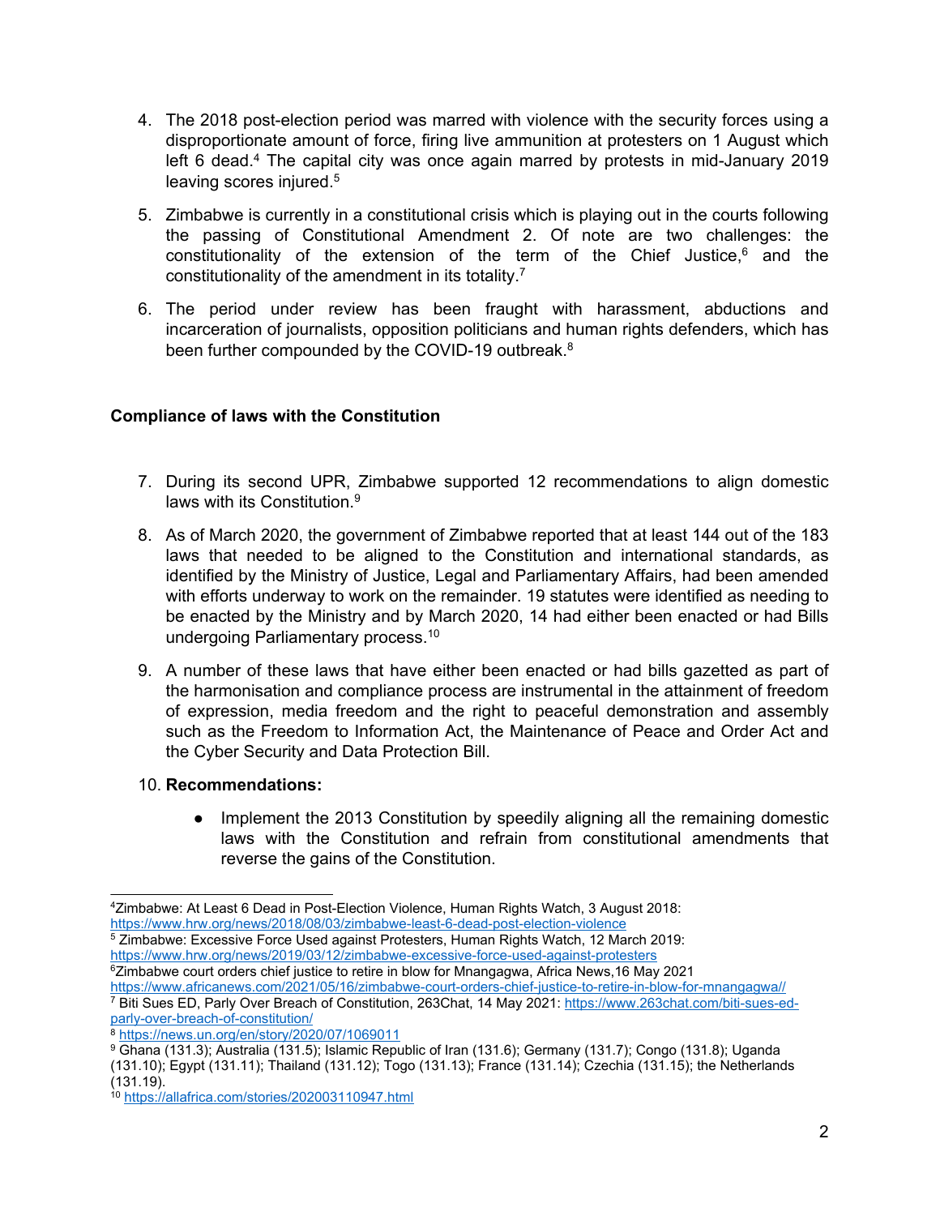4. The 2018 post-election period was marred with violence with the security forces using a disproportionate amount of force, firing live ammunition at protesters on 1 August which left 6 dead.[4] The capital city was once again marred by protests in mid-January 2019 leaving scores injured.[5]

5. Zimbabwe is currently in a constitutional crisis which is playing out in the courts following the passing of Constitutional Amendment 2. Of note are two challenges: the constitutionality of the extension of the term of the Chief Justice,[6] and the constitutionality of the amendment in its totality.[7]

6. The period under review has been fraught with harassment, abductions and incarceration of journalists, opposition politicians and human rights defenders, which has been further compounded by the COVID-19 outbreak.[8]

**Compliance of laws with the Constitution**

7. During its second UPR, Zimbabwe supported 12 recommendations to align domestic laws with its Constitution.[9]

8. As of March 2020, the government of Zimbabwe reported that at least 144 out of the 183 laws that needed to be aligned to the Constitution and international standards, as identified by the Ministry of Justice, Legal and Parliamentary Affairs, had been amended with efforts underway to work on the remainder. 19 statutes were identified as needing to be enacted by the Ministry and by March 2020, 14 had either been enacted or had Bills undergoing Parliamentary process.[10]

9. A number of these laws that have either been enacted or had bills gazetted as part of the harmonisation and compliance process are instrumental in the attainment of freedom of expression, media freedom and the right to peaceful demonstration and assembly such as the Freedom to Information Act, the Maintenance of Peace and Order Act and the Cyber Security and Data Protection Bill.

10. **Recommendations:**
    - Implement the 2013 Constitution by speedily aligning all the remaining domestic laws with the Constitution and refrain from constitutional amendments that reverse the gains of the Constitution.

---

[4] Zimbabwe: At Least 6 Dead in Post-Election Violence, Human Rights Watch, 3 August 2018: https://www.hrw.org/news/2018/08/03/zimbabwe-least-6-dead-post-election-violence

[5] Zimbabwe: Excessive Force Used against Protesters, Human Rights Watch, 12 March 2019: https://www.hrw.org/news/2019/03/12/zimbabwe-excessive-force-used-against-protesters

[6] Zimbabwe court orders chief justice to retire in blow for Mnangagwa, Africa News, 16 May 2021 https://www.africanews.com/2021/05/16/zimbabwe-court-orders-chief-justice-to-retire-in-blow-for-mnangagwa//

[7] Biti Sues ED, Parly Over Breach of Constitution, 263Chat, 14 May 2021: https://www.263chat.com/biti-sues-ed-parly-over-breach-of-constitution/

[8] https://news.un.org/en/story/2020/07/1069011

[9] Ghana (131.3); Australia (131.5); Islamic Republic of Iran (131.6); Germany (131.7); Congo (131.8); Uganda (131.10); Egypt (131.11); Thailand (131.12); Togo (131.13); France (131.14); Czechia (131.15); the Netherlands (131.19).

[10] https://allafrica.com/stories/202003110947.html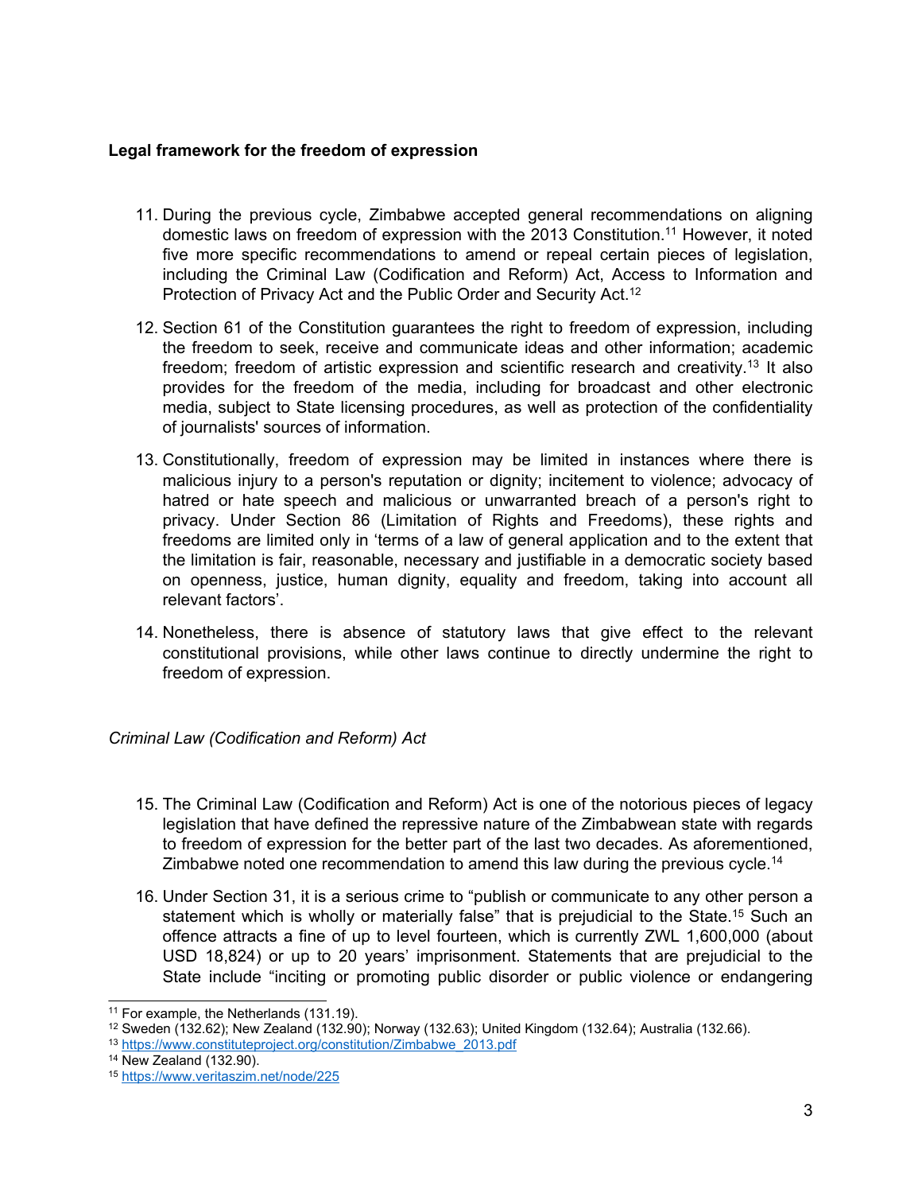**Legal framework for the freedom of expression**

11. During the previous cycle, Zimbabwe accepted general recommendations on aligning domestic laws on freedom of expression with the 2013 Constitution.[11] However, it noted five more specific recommendations to amend or repeal certain pieces of legislation, including the Criminal Law (Codification and Reform) Act, Access to Information and Protection of Privacy Act and the Public Order and Security Act.[12]

12. Section 61 of the Constitution guarantees the right to freedom of expression, including the freedom to seek, receive and communicate ideas and other information; academic freedom; freedom of artistic expression and scientific research and creativity.[13] It also provides for the freedom of the media, including for broadcast and other electronic media, subject to State licensing procedures, as well as protection of the confidentiality of journalists' sources of information.

13. Constitutionally, freedom of expression may be limited in instances where there is malicious injury to a person's reputation or dignity; incitement to violence; advocacy of hatred or hate speech and malicious or unwarranted breach of a person's right to privacy. Under Section 86 (Limitation of Rights and Freedoms), these rights and freedoms are limited only in 'terms of a law of general application and to the extent that the limitation is fair, reasonable, necessary and justifiable in a democratic society based on openness, justice, human dignity, equality and freedom, taking into account all relevant factors'.

14. Nonetheless, there is absence of statutory laws that give effect to the relevant constitutional provisions, while other laws continue to directly undermine the right to freedom of expression.

*Criminal Law (Codification and Reform) Act*

15. The Criminal Law (Codification and Reform) Act is one of the notorious pieces of legacy legislation that have defined the repressive nature of the Zimbabwean state with regards to freedom of expression for the better part of the last two decades. As aforementioned, Zimbabwe noted one recommendation to amend this law during the previous cycle.[14]

16. Under Section 31, it is a serious crime to "publish or communicate to any other person a statement which is wholly or materially false" that is prejudicial to the State.[15] Such an offence attracts a fine of up to level fourteen, which is currently ZWL 1,600,000 (about USD 18,824) or up to 20 years' imprisonment. Statements that are prejudicial to the State include "inciting or promoting public disorder or public violence or endangering

---

[11] For example, the Netherlands (131.19).

[12] Sweden (132.62); New Zealand (132.90); Norway (132.63); United Kingdom (132.64); Australia (132.66).

[13] https://www.constituteproject.org/constitution/Zimbabwe_2013.pdf

[14] New Zealand (132.90).

[15] https://www.veritaszim.net/node/225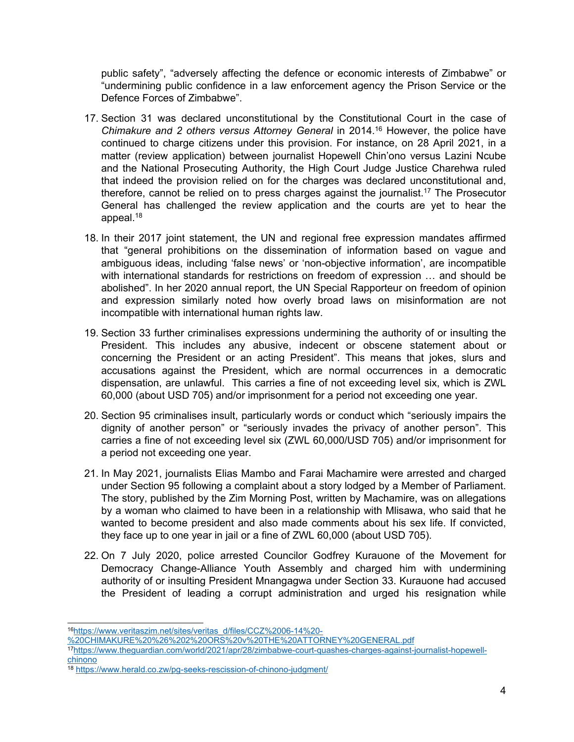public safety", "adversely affecting the defence or economic interests of Zimbabwe" or "undermining public confidence in a law enforcement agency the Prison Service or the Defence Forces of Zimbabwe".

17. Section 31 was declared unconstitutional by the Constitutional Court in the case of *Chimakure and 2 others versus Attorney General* in 2014.[16] However, the police have continued to charge citizens under this provision. For instance, on 28 April 2021, in a matter (review application) between journalist Hopewell Chin'ono versus Lazini Ncube and the National Prosecuting Authority, the High Court Judge Justice Charehwa ruled that indeed the provision relied on for the charges was declared unconstitutional and, therefore, cannot be relied on to press charges against the journalist.[17] The Prosecutor General has challenged the review application and the courts are yet to hear the appeal.[18]

18. In their 2017 joint statement, the UN and regional free expression mandates affirmed that "general prohibitions on the dissemination of information based on vague and ambiguous ideas, including 'false news' or 'non-objective information', are incompatible with international standards for restrictions on freedom of expression … and should be abolished". In her 2020 annual report, the UN Special Rapporteur on freedom of opinion and expression similarly noted how overly broad laws on misinformation are not incompatible with international human rights law.

19. Section 33 further criminalises expressions undermining the authority of or insulting the President. This includes any abusive, indecent or obscene statement about or concerning the President or an acting President". This means that jokes, slurs and accusations against the President, which are normal occurrences in a democratic dispensation, are unlawful. This carries a fine of not exceeding level six, which is ZWL 60,000 (about USD 705) and/or imprisonment for a period not exceeding one year.

20. Section 95 criminalises insult, particularly words or conduct which "seriously impairs the dignity of another person" or "seriously invades the privacy of another person". This carries a fine of not exceeding level six (ZWL 60,000/USD 705) and/or imprisonment for a period not exceeding one year.

21. In May 2021, journalists Elias Mambo and Farai Machamire were arrested and charged under Section 95 following a complaint about a story lodged by a Member of Parliament. The story, published by the Zim Morning Post, written by Machamire, was on allegations by a woman who claimed to have been in a relationship with Mlisawa, who said that he wanted to become president and also made comments about his sex life. If convicted, they face up to one year in jail or a fine of ZWL 60,000 (about USD 705).

22. On 7 July 2020, police arrested Councilor Godfrey Kurauone of the Movement for Democracy Change-Alliance Youth Assembly and charged him with undermining authority of or insulting President Mnangagwa under Section 33. Kurauone had accused the President of leading a corrupt administration and urged his resignation while

---

[16] https://www.veritaszim.net/sites/veritas_d/files/CCZ%2006-14%20-%20CHIMAKURE%20%26%202%20ORS%20v%20THE%20ATTORNEY%20GENERAL.pdf

[17] https://www.theguardian.com/world/2021/apr/28/zimbabwe-court-quashes-charges-against-journalist-hopewell-chinono

[18] https://www.herald.co.zw/pg-seeks-rescission-of-chinono-judgment/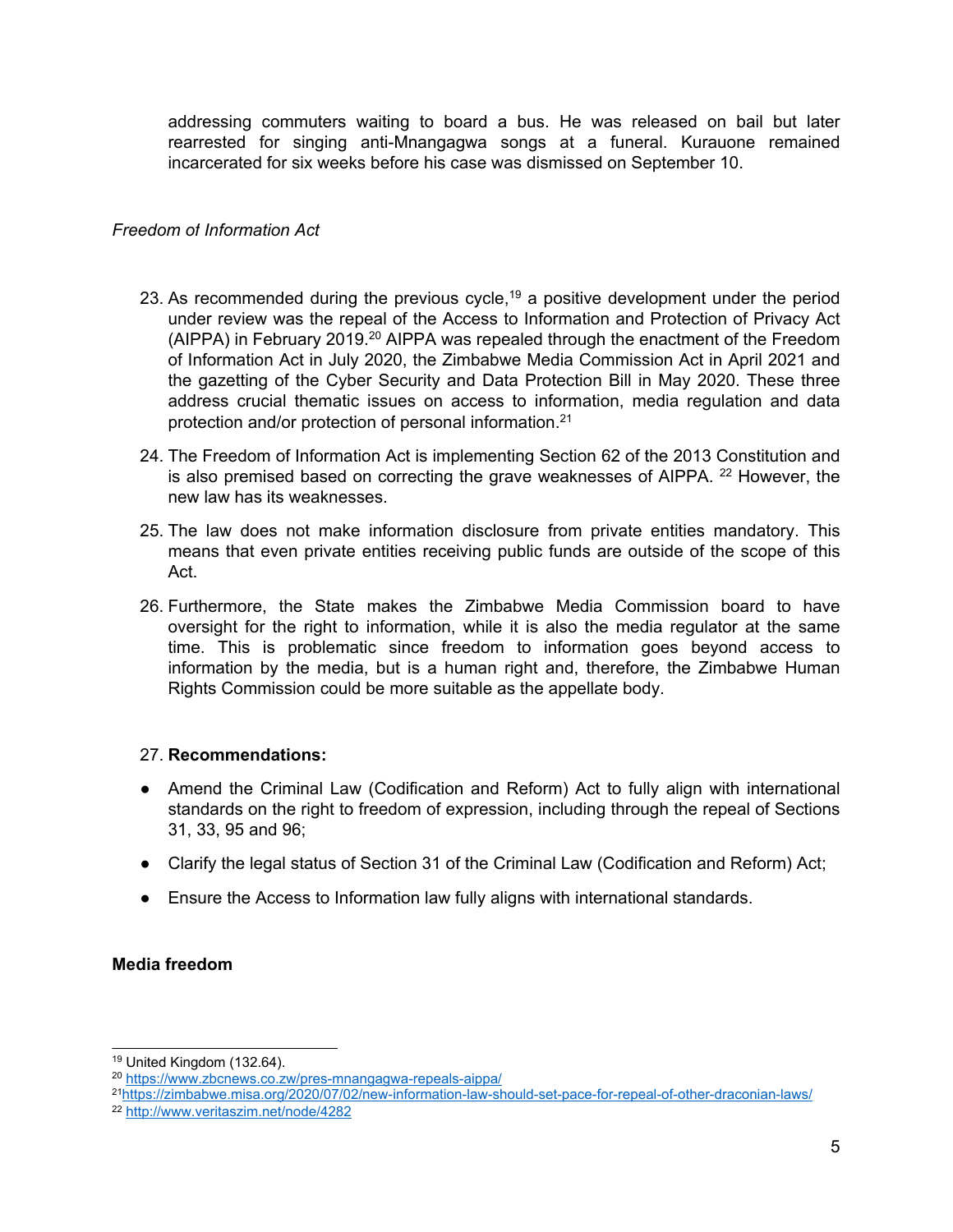addressing commuters waiting to board a bus. He was released on bail but later rearrested for singing anti-Mnangagwa songs at a funeral. Kurauone remained incarcerated for six weeks before his case was dismissed on September 10.

*Freedom of Information Act*

23. As recommended during the previous cycle,[19] a positive development under the period under review was the repeal of the Access to Information and Protection of Privacy Act (AIPPA) in February 2019.[20] AIPPA was repealed through the enactment of the Freedom of Information Act in July 2020, the Zimbabwe Media Commission Act in April 2021 and the gazetting of the Cyber Security and Data Protection Bill in May 2020. These three address crucial thematic issues on access to information, media regulation and data protection and/or protection of personal information.[21]

24. The Freedom of Information Act is implementing Section 62 of the 2013 Constitution and is also premised based on correcting the grave weaknesses of AIPPA. [22] However, the new law has its weaknesses.

25. The law does not make information disclosure from private entities mandatory. This means that even private entities receiving public funds are outside of the scope of this Act.

26. Furthermore, the State makes the Zimbabwe Media Commission board to have oversight for the right to information, while it is also the media regulator at the same time. This is problematic since freedom to information goes beyond access to information by the media, but is a human right and, therefore, the Zimbabwe Human Rights Commission could be more suitable as the appellate body.

27. **Recommendations:**

- Amend the Criminal Law (Codification and Reform) Act to fully align with international standards on the right to freedom of expression, including through the repeal of Sections 31, 33, 95 and 96;
- Clarify the legal status of Section 31 of the Criminal Law (Codification and Reform) Act;
- Ensure the Access to Information law fully aligns with international standards.

**Media freedom**

---

[19] United Kingdom (132.64).

[20] https://www.zbcnews.co.zw/pres-mnangagwa-repeals-aippa/

[21] https://zimbabwe.misa.org/2020/07/02/new-information-law-should-set-pace-for-repeal-of-other-draconian-laws/

[22] http://www.veritaszim.net/node/4282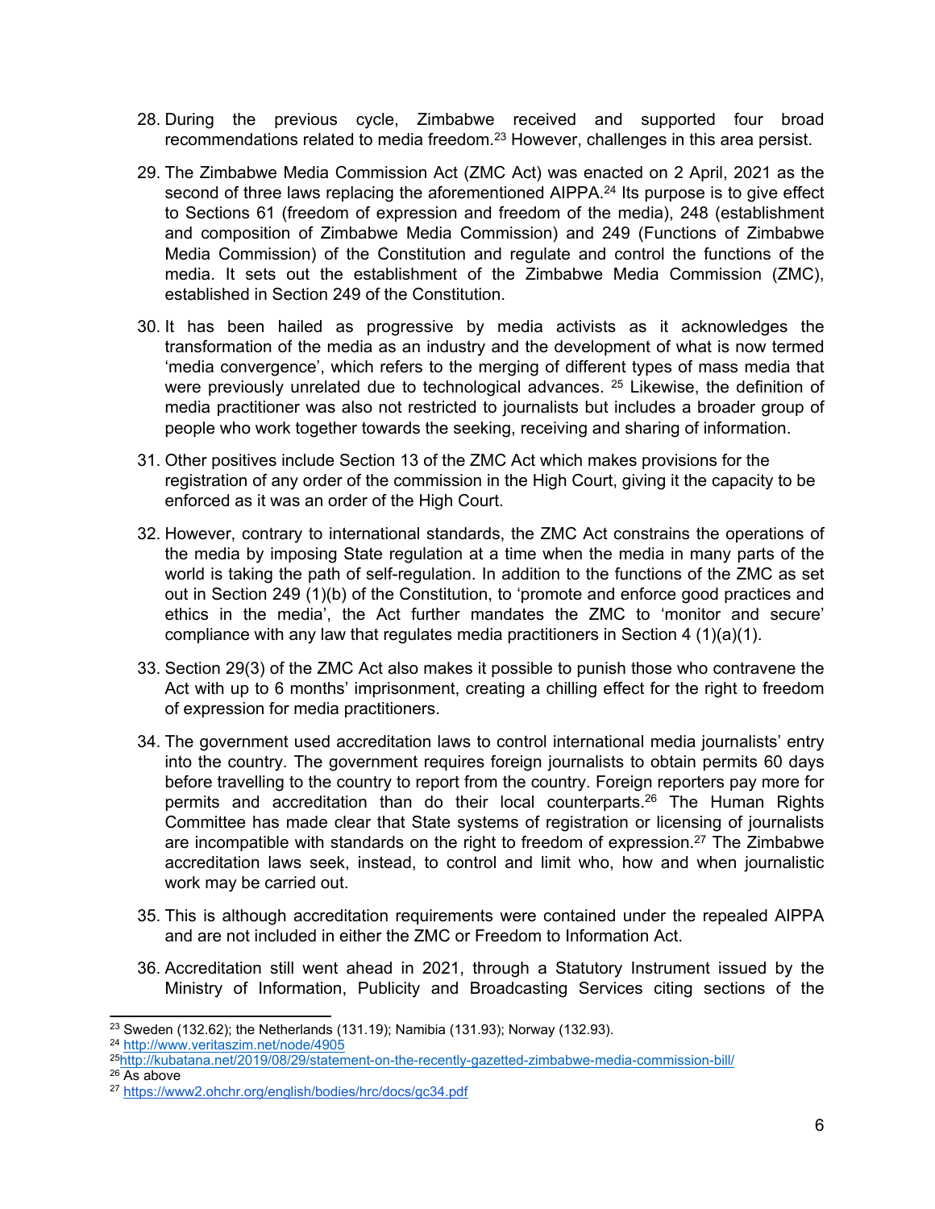28. During the previous cycle, Zimbabwe received and supported four broad recommendations related to media freedom.[23] However, challenges in this area persist.

29. The Zimbabwe Media Commission Act (ZMC Act) was enacted on 2 April, 2021 as the second of three laws replacing the aforementioned AIPPA.[24] Its purpose is to give effect to Sections 61 (freedom of expression and freedom of the media), 248 (establishment and composition of Zimbabwe Media Commission) and 249 (Functions of Zimbabwe Media Commission) of the Constitution and regulate and control the functions of the media. It sets out the establishment of the Zimbabwe Media Commission (ZMC), established in Section 249 of the Constitution.

30. It has been hailed as progressive by media activists as it acknowledges the transformation of the media as an industry and the development of what is now termed 'media convergence', which refers to the merging of different types of mass media that were previously unrelated due to technological advances. [25] Likewise, the definition of media practitioner was also not restricted to journalists but includes a broader group of people who work together towards the seeking, receiving and sharing of information.

31. Other positives include Section 13 of the ZMC Act which makes provisions for the registration of any order of the commission in the High Court, giving it the capacity to be enforced as it was an order of the High Court.

32. However, contrary to international standards, the ZMC Act constrains the operations of the media by imposing State regulation at a time when the media in many parts of the world is taking the path of self-regulation. In addition to the functions of the ZMC as set out in Section 249 (1)(b) of the Constitution, to 'promote and enforce good practices and ethics in the media', the Act further mandates the ZMC to 'monitor and secure' compliance with any law that regulates media practitioners in Section 4 (1)(a)(1).

33. Section 29(3) of the ZMC Act also makes it possible to punish those who contravene the Act with up to 6 months' imprisonment, creating a chilling effect for the right to freedom of expression for media practitioners.

34. The government used accreditation laws to control international media journalists' entry into the country. The government requires foreign journalists to obtain permits 60 days before travelling to the country to report from the country. Foreign reporters pay more for permits and accreditation than do their local counterparts.[26] The Human Rights Committee has made clear that State systems of registration or licensing of journalists are incompatible with standards on the right to freedom of expression.[27] The Zimbabwe accreditation laws seek, instead, to control and limit who, how and when journalistic work may be carried out.

35. This is although accreditation requirements were contained under the repealed AIPPA and are not included in either the ZMC or Freedom to Information Act.

36. Accreditation still went ahead in 2021, through a Statutory Instrument issued by the Ministry of Information, Publicity and Broadcasting Services citing sections of the

---

[23] Sweden (132.62); the Netherlands (131.19); Namibia (131.93); Norway (132.93).

[24] http://www.veritaszim.net/node/4905

[25] http://kubatana.net/2019/08/29/statement-on-the-recently-gazetted-zimbabwe-media-commission-bill/

[26] As above

[27] https://www2.ohchr.org/english/bodies/hrc/docs/gc34.pdf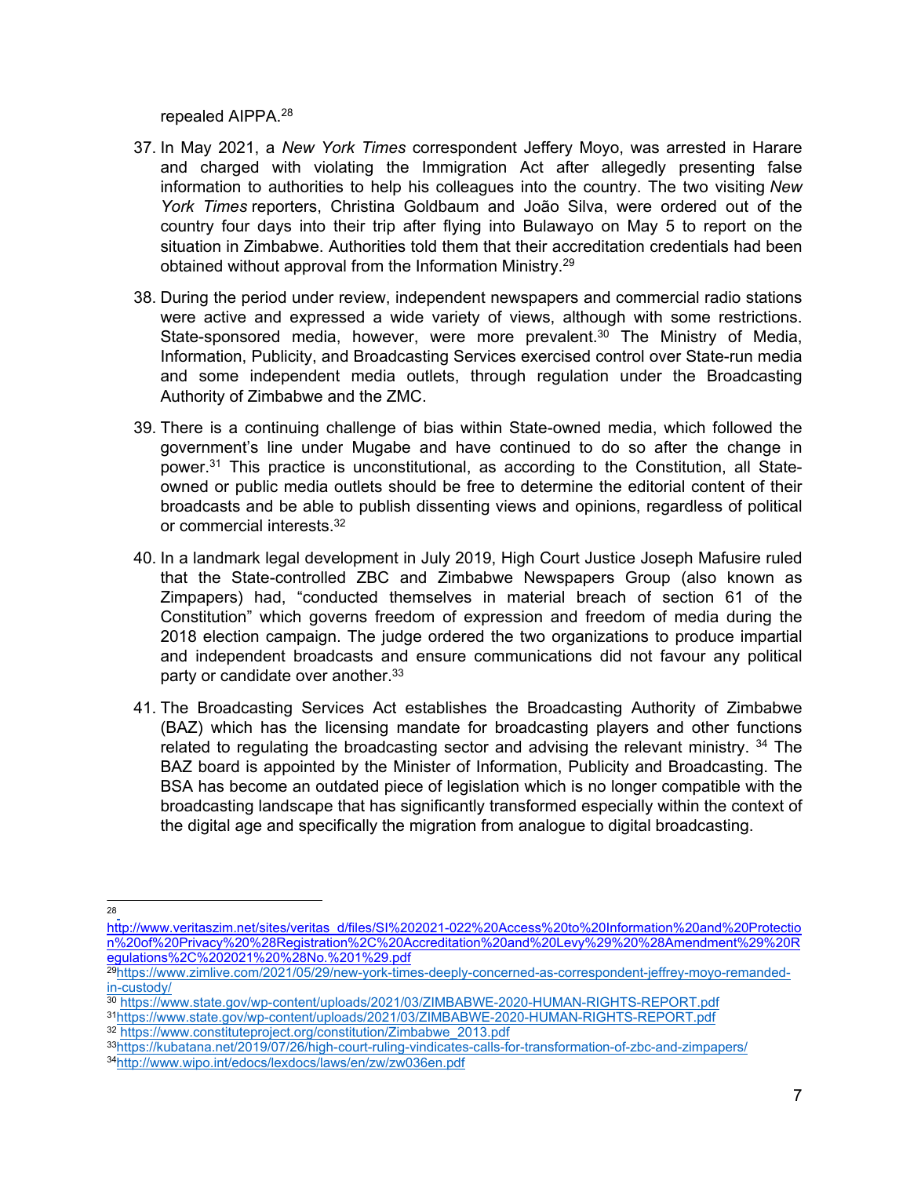repealed AIPPA.[28]

37. In May 2021, a *New York Times* correspondent Jeffery Moyo, was arrested in Harare and charged with violating the Immigration Act after allegedly presenting false information to authorities to help his colleagues into the country. The two visiting *New York Times* reporters, Christina Goldbaum and João Silva, were ordered out of the country four days into their trip after flying into Bulawayo on May 5 to report on the situation in Zimbabwe. Authorities told them that their accreditation credentials had been obtained without approval from the Information Ministry.[29]

38. During the period under review, independent newspapers and commercial radio stations were active and expressed a wide variety of views, although with some restrictions. State-sponsored media, however, were more prevalent.[30] The Ministry of Media, Information, Publicity, and Broadcasting Services exercised control over State-run media and some independent media outlets, through regulation under the Broadcasting Authority of Zimbabwe and the ZMC.

39. There is a continuing challenge of bias within State-owned media, which followed the government's line under Mugabe and have continued to do so after the change in power.[31] This practice is unconstitutional, as according to the Constitution, all State-owned or public media outlets should be free to determine the editorial content of their broadcasts and be able to publish dissenting views and opinions, regardless of political or commercial interests.[32]

40. In a landmark legal development in July 2019, High Court Justice Joseph Mafusire ruled that the State-controlled ZBC and Zimbabwe Newspapers Group (also known as Zimpapers) had, "conducted themselves in material breach of section 61 of the Constitution" which governs freedom of expression and freedom of media during the 2018 election campaign. The judge ordered the two organizations to produce impartial and independent broadcasts and ensure communications did not favour any political party or candidate over another.[33]

41. The Broadcasting Services Act establishes the Broadcasting Authority of Zimbabwe (BAZ) which has the licensing mandate for broadcasting players and other functions related to regulating the broadcasting sector and advising the relevant ministry. [34] The BAZ board is appointed by the Minister of Information, Publicity and Broadcasting. The BSA has become an outdated piece of legislation which is no longer compatible with the broadcasting landscape that has significantly transformed especially within the context of the digital age and specifically the migration from analogue to digital broadcasting.

---

[28] http://www.veritaszim.net/sites/veritas_d/files/SI%202021-022%20Access%20to%20Information%20and%20Protection%20of%20Privacy%20%28Registration%2C%20Accreditation%20and%20Levy%29%20%28Amendment%29%20Regulations%2C%202021%20%28No.%201%29.pdf

[29] https://www.zimlive.com/2021/05/29/new-york-times-deeply-concerned-as-correspondent-jeffrey-moyo-remanded-in-custody/

[30] https://www.state.gov/wp-content/uploads/2021/03/ZIMBABWE-2020-HUMAN-RIGHTS-REPORT.pdf

[31] https://www.state.gov/wp-content/uploads/2021/03/ZIMBABWE-2020-HUMAN-RIGHTS-REPORT.pdf

[32] https://www.constituteproject.org/constitution/Zimbabwe_2013.pdf

[33] https://kubatana.net/2019/07/26/high-court-ruling-vindicates-calls-for-transformation-of-zbc-and-zimpapers/

[34] http://www.wipo.int/edocs/lexdocs/laws/en/zw/zw036en.pdf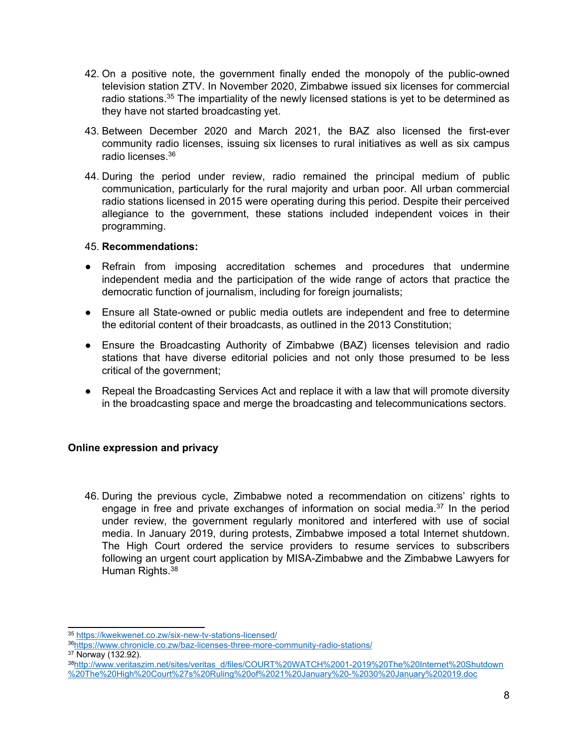42. On a positive note, the government finally ended the monopoly of the public-owned television station ZTV. In November 2020, Zimbabwe issued six licenses for commercial radio stations.[35] The impartiality of the newly licensed stations is yet to be determined as they have not started broadcasting yet.

43. Between December 2020 and March 2021, the BAZ also licensed the first-ever community radio licenses, issuing six licenses to rural initiatives as well as six campus radio licenses.[36]

44. During the period under review, radio remained the principal medium of public communication, particularly for the rural majority and urban poor. All urban commercial radio stations licensed in 2015 were operating during this period. Despite their perceived allegiance to the government, these stations included independent voices in their programming.

45. **Recommendations:**

- Refrain from imposing accreditation schemes and procedures that undermine independent media and the participation of the wide range of actors that practice the democratic function of journalism, including for foreign journalists;
- Ensure all State-owned or public media outlets are independent and free to determine the editorial content of their broadcasts, as outlined in the 2013 Constitution;
- Ensure the Broadcasting Authority of Zimbabwe (BAZ) licenses television and radio stations that have diverse editorial policies and not only those presumed to be less critical of the government;
- Repeal the Broadcasting Services Act and replace it with a law that will promote diversity in the broadcasting space and merge the broadcasting and telecommunications sectors.

## Online expression and privacy

46. During the previous cycle, Zimbabwe noted a recommendation on citizens' rights to engage in free and private exchanges of information on social media.[37] In the period under review, the government regularly monitored and interfered with use of social media. In January 2019, during protests, Zimbabwe imposed a total Internet shutdown. The High Court ordered the service providers to resume services to subscribers following an urgent court application by MISA-Zimbabwe and the Zimbabwe Lawyers for Human Rights.[38]

---

[35] https://kwekwenet.co.zw/six-new-tv-stations-licensed/

[36] https://www.chronicle.co.zw/baz-licenses-three-more-community-radio-stations/

[37] Norway (132.92).

[38] http://www.veritaszim.net/sites/veritas_d/files/COURT%20WATCH%2001-2019%20The%20Internet%20Shutdown%20The%20High%20Court%27s%20Ruling%20of%2021%20January%20-%2030%20January%202019.doc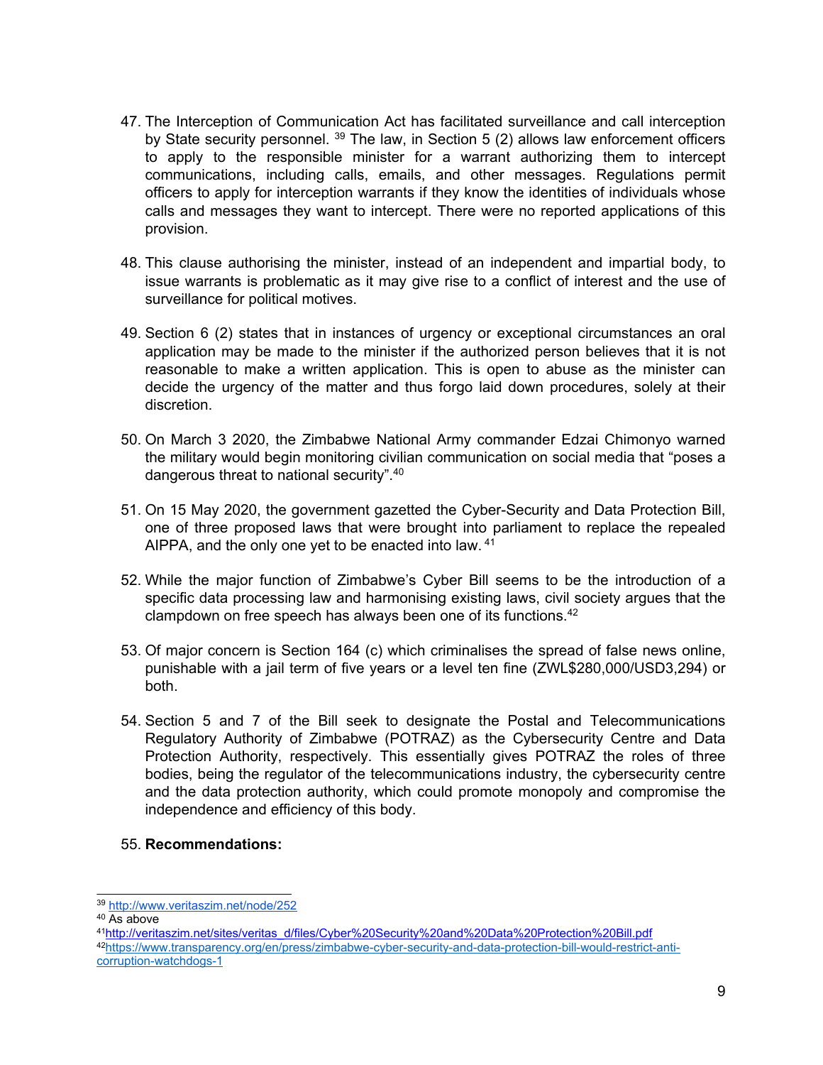47. The Interception of Communication Act has facilitated surveillance and call interception by State security personnel. [39] The law, in Section 5 (2) allows law enforcement officers to apply to the responsible minister for a warrant authorizing them to intercept communications, including calls, emails, and other messages. Regulations permit officers to apply for interception warrants if they know the identities of individuals whose calls and messages they want to intercept. There were no reported applications of this provision.

48. This clause authorising the minister, instead of an independent and impartial body, to issue warrants is problematic as it may give rise to a conflict of interest and the use of surveillance for political motives.

49. Section 6 (2) states that in instances of urgency or exceptional circumstances an oral application may be made to the minister if the authorized person believes that it is not reasonable to make a written application. This is open to abuse as the minister can decide the urgency of the matter and thus forgo laid down procedures, solely at their discretion.

50. On March 3 2020, the Zimbabwe National Army commander Edzai Chimonyo warned the military would begin monitoring civilian communication on social media that "poses a dangerous threat to national security".[40]

51. On 15 May 2020, the government gazetted the Cyber-Security and Data Protection Bill, one of three proposed laws that were brought into parliament to replace the repealed AIPPA, and the only one yet to be enacted into law. [41]

52. While the major function of Zimbabwe's Cyber Bill seems to be the introduction of a specific data processing law and harmonising existing laws, civil society argues that the clampdown on free speech has always been one of its functions.[42]

53. Of major concern is Section 164 (c) which criminalises the spread of false news online, punishable with a jail term of five years or a level ten fine (ZWL$280,000/USD3,294) or both.

54. Section 5 and 7 of the Bill seek to designate the Postal and Telecommunications Regulatory Authority of Zimbabwe (POTRAZ) as the Cybersecurity Centre and Data Protection Authority, respectively. This essentially gives POTRAZ the roles of three bodies, being the regulator of the telecommunications industry, the cybersecurity centre and the data protection authority, which could promote monopoly and compromise the independence and efficiency of this body.

55. **Recommendations:**

---

[39] http://www.veritaszim.net/node/252

[40] As above

[41] http://veritaszim.net/sites/veritas_d/files/Cyber%20Security%20and%20Data%20Protection%20Bill.pdf

[42] https://www.transparency.org/en/press/zimbabwe-cyber-security-and-data-protection-bill-would-restrict-anti-corruption-watchdogs-1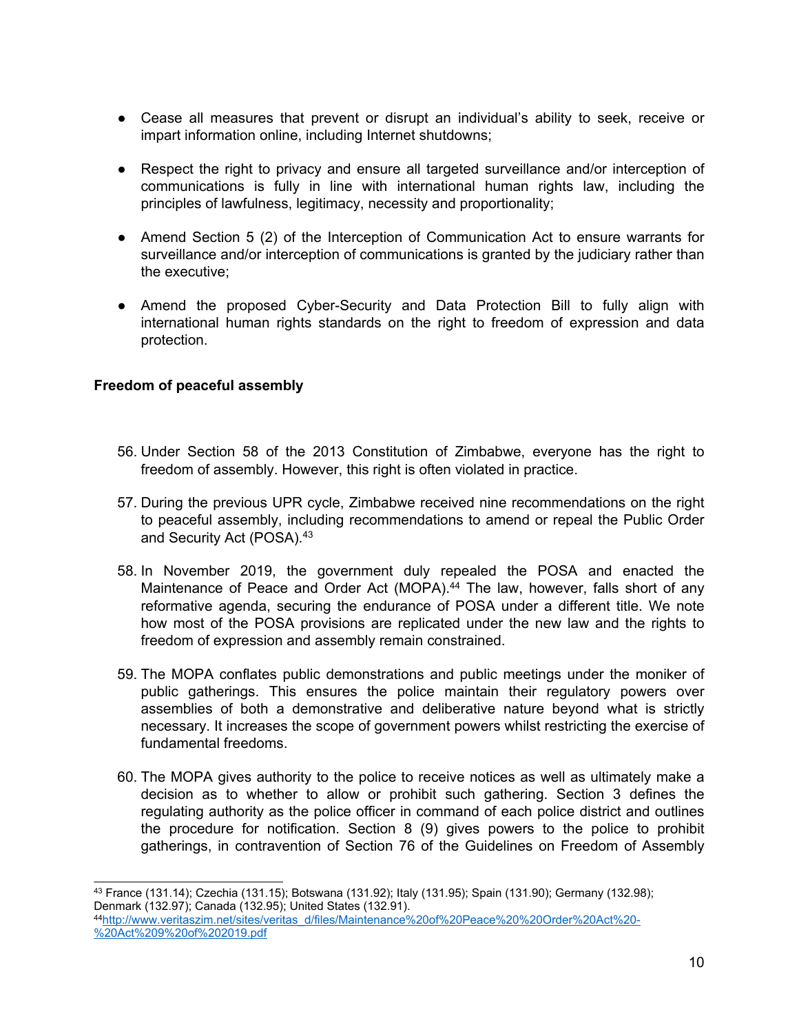- Cease all measures that prevent or disrupt an individual's ability to seek, receive or impart information online, including Internet shutdowns;
- Respect the right to privacy and ensure all targeted surveillance and/or interception of communications is fully in line with international human rights law, including the principles of lawfulness, legitimacy, necessity and proportionality;
- Amend Section 5 (2) of the Interception of Communication Act to ensure warrants for surveillance and/or interception of communications is granted by the judiciary rather than the executive;
- Amend the proposed Cyber-Security and Data Protection Bill to fully align with international human rights standards on the right to freedom of expression and data protection.

**Freedom of peaceful assembly**

56. Under Section 58 of the 2013 Constitution of Zimbabwe, everyone has the right to freedom of assembly. However, this right is often violated in practice.

57. During the previous UPR cycle, Zimbabwe received nine recommendations on the right to peaceful assembly, including recommendations to amend or repeal the Public Order and Security Act (POSA).[43]

58. In November 2019, the government duly repealed the POSA and enacted the Maintenance of Peace and Order Act (MOPA).[44] The law, however, falls short of any reformative agenda, securing the endurance of POSA under a different title. We note how most of the POSA provisions are replicated under the new law and the rights to freedom of expression and assembly remain constrained.

59. The MOPA conflates public demonstrations and public meetings under the moniker of public gatherings. This ensures the police maintain their regulatory powers over assemblies of both a demonstrative and deliberative nature beyond what is strictly necessary. It increases the scope of government powers whilst restricting the exercise of fundamental freedoms.

60. The MOPA gives authority to the police to receive notices as well as ultimately make a decision as to whether to allow or prohibit such gathering. Section 3 defines the regulating authority as the police officer in command of each police district and outlines the procedure for notification. Section 8 (9) gives powers to the police to prohibit gatherings, in contravention of Section 76 of the Guidelines on Freedom of Assembly

---

[43] France (131.14); Czechia (131.15); Botswana (131.92); Italy (131.95); Spain (131.90); Germany (132.98); Denmark (132.97); Canada (132.95); United States (132.91).

[44] http://www.veritaszim.net/sites/veritas_d/files/Maintenance%20of%20Peace%20%20Order%20Act%20-%20Act%209%20of%202019.pdf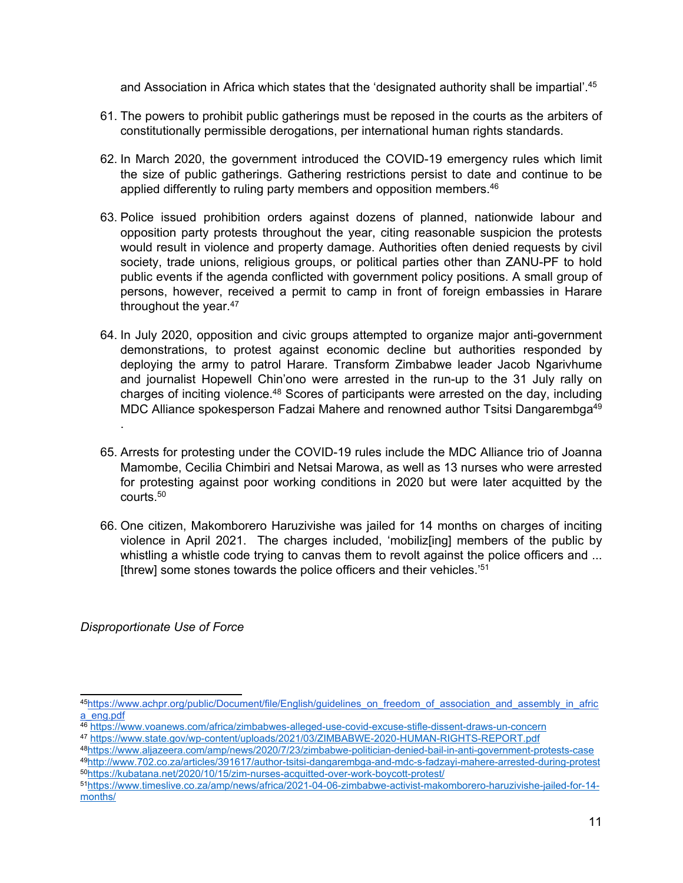and Association in Africa which states that the 'designated authority shall be impartial'.[45]

61. The powers to prohibit public gatherings must be reposed in the courts as the arbiters of constitutionally permissible derogations, per international human rights standards.

62. In March 2020, the government introduced the COVID-19 emergency rules which limit the size of public gatherings. Gathering restrictions persist to date and continue to be applied differently to ruling party members and opposition members.[46]

63. Police issued prohibition orders against dozens of planned, nationwide labour and opposition party protests throughout the year, citing reasonable suspicion the protests would result in violence and property damage. Authorities often denied requests by civil society, trade unions, religious groups, or political parties other than ZANU-PF to hold public events if the agenda conflicted with government policy positions. A small group of persons, however, received a permit to camp in front of foreign embassies in Harare throughout the year.[47]

64. In July 2020, opposition and civic groups attempted to organize major anti-government demonstrations, to protest against economic decline but authorities responded by deploying the army to patrol Harare. Transform Zimbabwe leader Jacob Ngarivhume and journalist Hopewell Chin'ono were arrested in the run-up to the 31 July rally on charges of inciting violence.[48] Scores of participants were arrested on the day, including MDC Alliance spokesperson Fadzai Mahere and renowned author Tsitsi Dangarembga[49].

65. Arrests for protesting under the COVID-19 rules include the MDC Alliance trio of Joanna Mamombe, Cecilia Chimbiri and Netsai Marowa, as well as 13 nurses who were arrested for protesting against poor working conditions in 2020 but were later acquitted by the courts.[50]

66. One citizen, Makomborero Haruzivishe was jailed for 14 months on charges of inciting violence in April 2021. The charges included, 'mobiliz[ing] members of the public by whistling a whistle code trying to canvas them to revolt against the police officers and ... [threw] some stones towards the police officers and their vehicles.'[51]

*Disproportionate Use of Force*

---

[45] https://www.achpr.org/public/Document/file/English/guidelines_on_freedom_of_association_and_assembly_in_africa_eng.pdf

[46] https://www.voanews.com/africa/zimbabwes-alleged-use-covid-excuse-stifle-dissent-draws-un-concern

[47] https://www.state.gov/wp-content/uploads/2021/03/ZIMBABWE-2020-HUMAN-RIGHTS-REPORT.pdf

[48] https://www.aljazeera.com/amp/news/2020/7/23/zimbabwe-politician-denied-bail-in-anti-government-protests-case

[49] http://www.702.co.za/articles/391617/author-tsitsi-dangarembga-and-mdc-s-fadzayi-mahere-arrested-during-protest

[50] https://kubatana.net/2020/10/15/zim-nurses-acquitted-over-work-boycott-protest/

[51] https://www.timeslive.co.za/amp/news/africa/2021-04-06-zimbabwe-activist-makomborero-haruzivishe-jailed-for-14-months/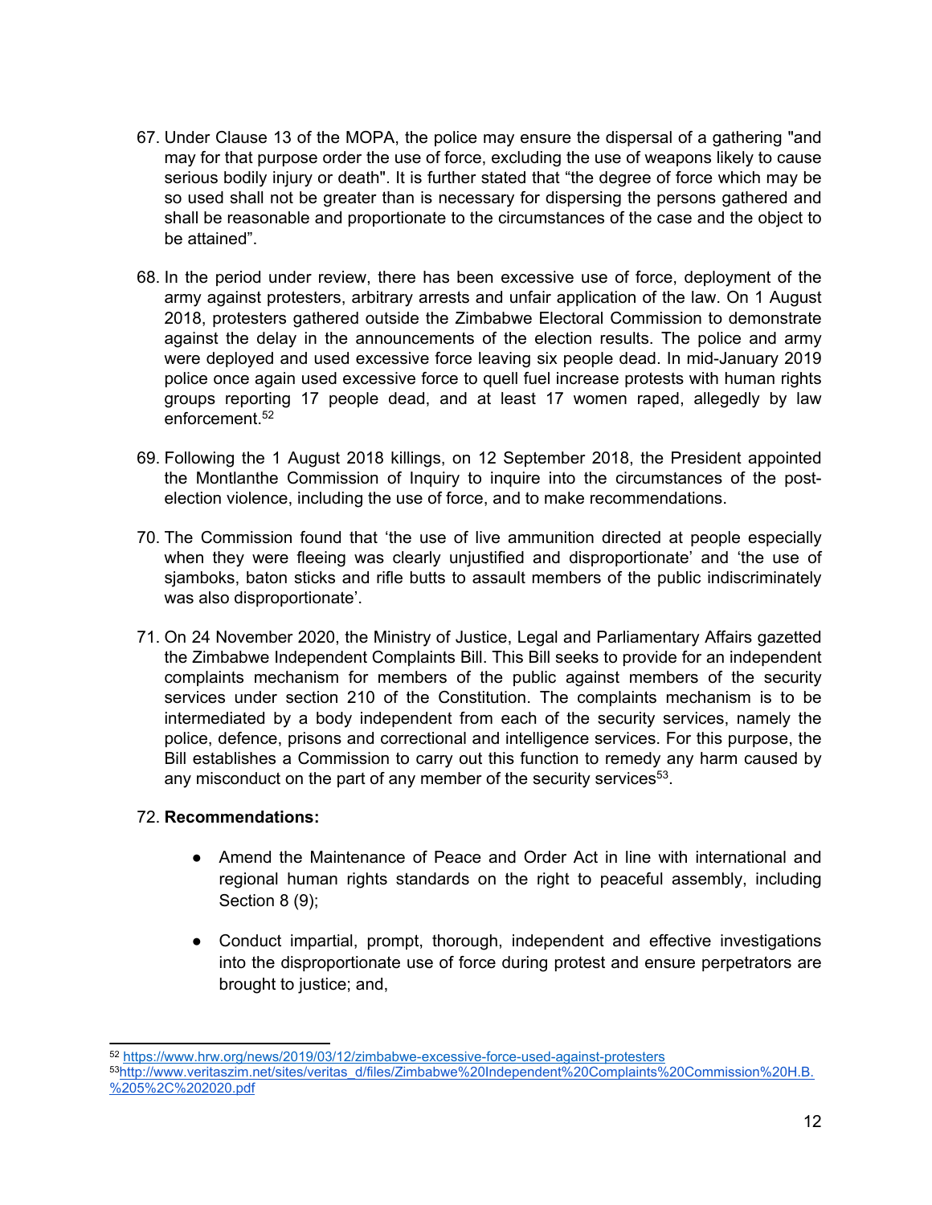67. Under Clause 13 of the MOPA, the police may ensure the dispersal of a gathering "and may for that purpose order the use of force, excluding the use of weapons likely to cause serious bodily injury or death". It is further stated that “the degree of force which may be so used shall not be greater than is necessary for dispersing the persons gathered and shall be reasonable and proportionate to the circumstances of the case and the object to be attained”.

68. In the period under review, there has been excessive use of force, deployment of the army against protesters, arbitrary arrests and unfair application of the law. On 1 August 2018, protesters gathered outside the Zimbabwe Electoral Commission to demonstrate against the delay in the announcements of the election results. The police and army were deployed and used excessive force leaving six people dead. In mid-January 2019 police once again used excessive force to quell fuel increase protests with human rights groups reporting 17 people dead, and at least 17 women raped, allegedly by law enforcement.[52]

69. Following the 1 August 2018 killings, on 12 September 2018, the President appointed the Montlanthe Commission of Inquiry to inquire into the circumstances of the post-election violence, including the use of force, and to make recommendations.

70. The Commission found that ‘the use of live ammunition directed at people especially when they were fleeing was clearly unjustified and disproportionate’ and ‘the use of sjamboks, baton sticks and rifle butts to assault members of the public indiscriminately was also disproportionate’.

71. On 24 November 2020, the Ministry of Justice, Legal and Parliamentary Affairs gazetted the Zimbabwe Independent Complaints Bill. This Bill seeks to provide for an independent complaints mechanism for members of the public against members of the security services under section 210 of the Constitution. The complaints mechanism is to be intermediated by a body independent from each of the security services, namely the police, defence, prisons and correctional and intelligence services. For this purpose, the Bill establishes a Commission to carry out this function to remedy any harm caused by any misconduct on the part of any member of the security services[53].

72. **Recommendations:**

    - Amend the Maintenance of Peace and Order Act in line with international and regional human rights standards on the right to peaceful assembly, including Section 8 (9);

    - Conduct impartial, prompt, thorough, independent and effective investigations into the disproportionate use of force during protest and ensure perpetrators are brought to justice; and,

---

[52] https://www.hrw.org/news/2019/03/12/zimbabwe-excessive-force-used-against-protesters

[53] http://www.veritaszim.net/sites/veritas_d/files/Zimbabwe%20Independent%20Complaints%20Commission%20H.B.%205%2C%202020.pdf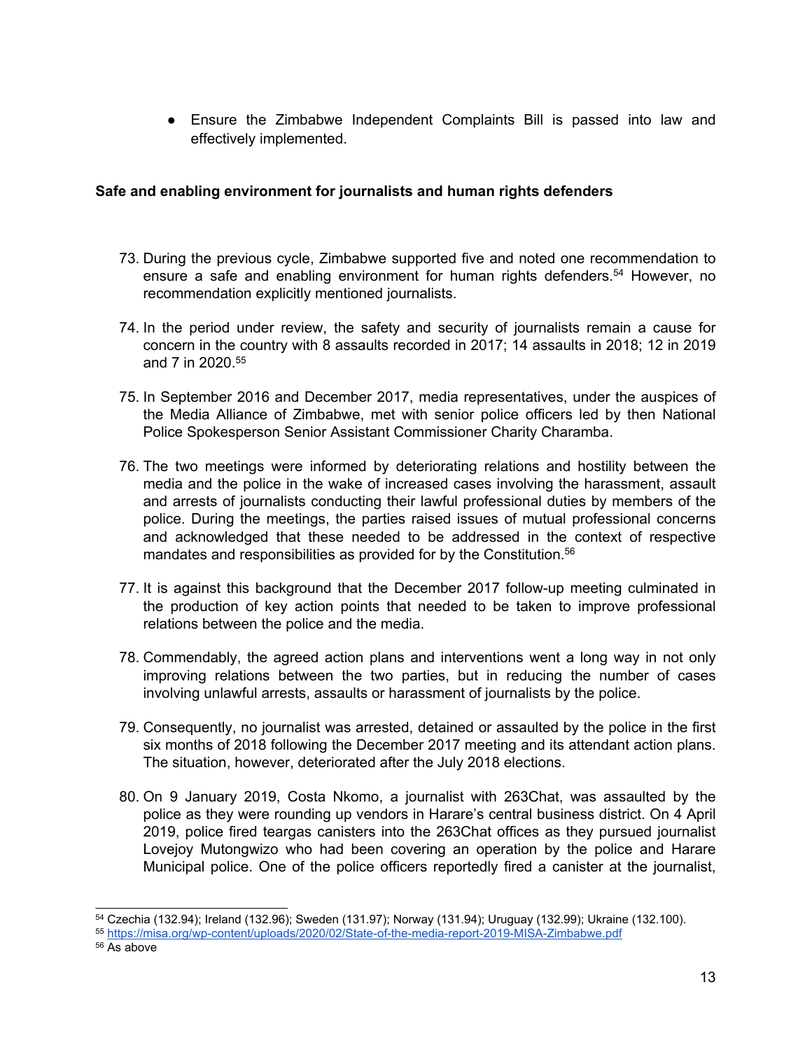- Ensure the Zimbabwe Independent Complaints Bill is passed into law and effectively implemented.

**Safe and enabling environment for journalists and human rights defenders**

73. During the previous cycle, Zimbabwe supported five and noted one recommendation to ensure a safe and enabling environment for human rights defenders.[54] However, no recommendation explicitly mentioned journalists.

74. In the period under review, the safety and security of journalists remain a cause for concern in the country with 8 assaults recorded in 2017; 14 assaults in 2018; 12 in 2019 and 7 in 2020.[55]

75. In September 2016 and December 2017, media representatives, under the auspices of the Media Alliance of Zimbabwe, met with senior police officers led by then National Police Spokesperson Senior Assistant Commissioner Charity Charamba.

76. The two meetings were informed by deteriorating relations and hostility between the media and the police in the wake of increased cases involving the harassment, assault and arrests of journalists conducting their lawful professional duties by members of the police. During the meetings, the parties raised issues of mutual professional concerns and acknowledged that these needed to be addressed in the context of respective mandates and responsibilities as provided for by the Constitution.[56]

77. It is against this background that the December 2017 follow-up meeting culminated in the production of key action points that needed to be taken to improve professional relations between the police and the media.

78. Commendably, the agreed action plans and interventions went a long way in not only improving relations between the two parties, but in reducing the number of cases involving unlawful arrests, assaults or harassment of journalists by the police.

79. Consequently, no journalist was arrested, detained or assaulted by the police in the first six months of 2018 following the December 2017 meeting and its attendant action plans. The situation, however, deteriorated after the July 2018 elections.

80. On 9 January 2019, Costa Nkomo, a journalist with 263Chat, was assaulted by the police as they were rounding up vendors in Harare's central business district. On 4 April 2019, police fired teargas canisters into the 263Chat offices as they pursued journalist Lovejoy Mutongwizo who had been covering an operation by the police and Harare Municipal police. One of the police officers reportedly fired a canister at the journalist,

---

[54] Czechia (132.94); Ireland (132.96); Sweden (131.97); Norway (131.94); Uruguay (132.99); Ukraine (132.100).

[55] https://misa.org/wp-content/uploads/2020/02/State-of-the-media-report-2019-MISA-Zimbabwe.pdf

[56] As above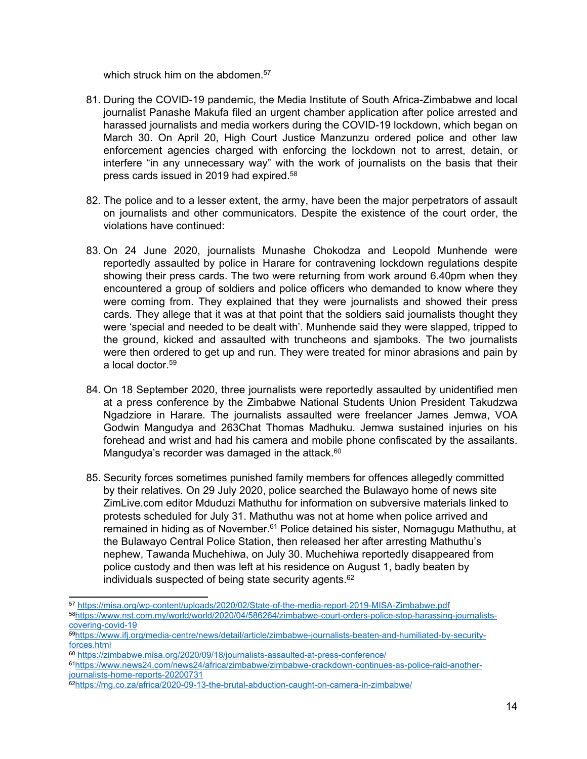which struck him on the abdomen.[57]

81. During the COVID-19 pandemic, the Media Institute of South Africa-Zimbabwe and local journalist Panashe Makufa filed an urgent chamber application after police arrested and harassed journalists and media workers during the COVID-19 lockdown, which began on March 30. On April 20, High Court Justice Manzunzu ordered police and other law enforcement agencies charged with enforcing the lockdown not to arrest, detain, or interfere "in any unnecessary way" with the work of journalists on the basis that their press cards issued in 2019 had expired.[58]

82. The police and to a lesser extent, the army, have been the major perpetrators of assault on journalists and other communicators. Despite the existence of the court order, the violations have continued:

83. On 24 June 2020, journalists Munashe Chokodza and Leopold Munhende were reportedly assaulted by police in Harare for contravening lockdown regulations despite showing their press cards. The two were returning from work around 6.40pm when they encountered a group of soldiers and police officers who demanded to know where they were coming from. They explained that they were journalists and showed their press cards. They allege that it was at that point that the soldiers said journalists thought they were 'special and needed to be dealt with'. Munhende said they were slapped, tripped to the ground, kicked and assaulted with truncheons and sjamboks. The two journalists were then ordered to get up and run. They were treated for minor abrasions and pain by a local doctor.[59]

84. On 18 September 2020, three journalists were reportedly assaulted by unidentified men at a press conference by the Zimbabwe National Students Union President Takudzwa Ngadziore in Harare. The journalists assaulted were freelancer James Jemwa, VOA Godwin Mangudya and 263Chat Thomas Madhuku. Jemwa sustained injuries on his forehead and wrist and had his camera and mobile phone confiscated by the assailants. Mangudya's recorder was damaged in the attack.[60]

85. Security forces sometimes punished family members for offences allegedly committed by their relatives. On 29 July 2020, police searched the Bulawayo home of news site ZimLive.com editor Mduduzi Mathuthu for information on subversive materials linked to protests scheduled for July 31. Mathuthu was not at home when police arrived and remained in hiding as of November.[61] Police detained his sister, Nomagugu Mathuthu, at the Bulawayo Central Police Station, then released her after arresting Mathuthu's nephew, Tawanda Muchehiwa, on July 30. Muchehiwa reportedly disappeared from police custody and then was left at his residence on August 1, badly beaten by individuals suspected of being state security agents.[62]

---

[57] https://misa.org/wp-content/uploads/2020/02/State-of-the-media-report-2019-MISA-Zimbabwe.pdf

[58] https://www.nst.com.my/world/world/2020/04/586264/zimbabwe-court-orders-police-stop-harassing-journalists-covering-covid-19

[59] https://www.ifj.org/media-centre/news/detail/article/zimbabwe-journalists-beaten-and-humiliated-by-security-forces.html

[60] https://zimbabwe.misa.org/2020/09/18/journalists-assaulted-at-press-conference/

[61] https://www.news24.com/news24/africa/zimbabwe/zimbabwe-crackdown-continues-as-police-raid-another-journalists-home-reports-20200731

[62] https://mg.co.za/africa/2020-09-13-the-brutal-abduction-caught-on-camera-in-zimbabwe/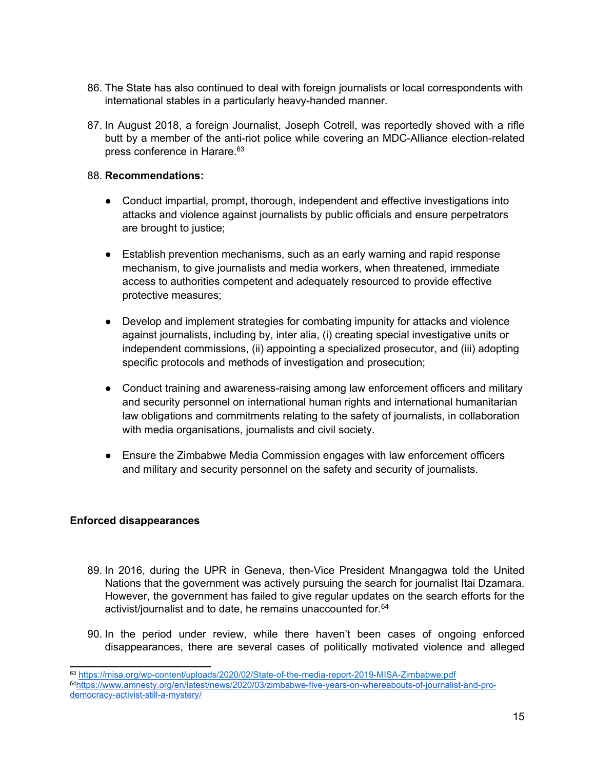86. The State has also continued to deal with foreign journalists or local correspondents with international stables in a particularly heavy-handed manner.

87. In August 2018, a foreign Journalist, Joseph Cotrell, was reportedly shoved with a rifle butt by a member of the anti-riot police while covering an MDC-Alliance election-related press conference in Harare.[63]

88. **Recommendations:**

- Conduct impartial, prompt, thorough, independent and effective investigations into attacks and violence against journalists by public officials and ensure perpetrators are brought to justice;

- Establish prevention mechanisms, such as an early warning and rapid response mechanism, to give journalists and media workers, when threatened, immediate access to authorities competent and adequately resourced to provide effective protective measures;

- Develop and implement strategies for combating impunity for attacks and violence against journalists, including by, inter alia, (i) creating special investigative units or independent commissions, (ii) appointing a specialized prosecutor, and (iii) adopting specific protocols and methods of investigation and prosecution;

- Conduct training and awareness-raising among law enforcement officers and military and security personnel on international human rights and international humanitarian law obligations and commitments relating to the safety of journalists, in collaboration with media organisations, journalists and civil society.

- Ensure the Zimbabwe Media Commission engages with law enforcement officers and military and security personnel on the safety and security of journalists.

**Enforced disappearances**

89. In 2016, during the UPR in Geneva, then-Vice President Mnangagwa told the United Nations that the government was actively pursuing the search for journalist Itai Dzamara. However, the government has failed to give regular updates on the search efforts for the activist/journalist and to date, he remains unaccounted for.[64]

90. In the period under review, while there haven't been cases of ongoing enforced disappearances, there are several cases of politically motivated violence and alleged

---

[63] https://misa.org/wp-content/uploads/2020/02/State-of-the-media-report-2019-MISA-Zimbabwe.pdf

[64] https://www.amnesty.org/en/latest/news/2020/03/zimbabwe-five-years-on-whereabouts-of-journalist-and-pro-democracy-activist-still-a-mystery/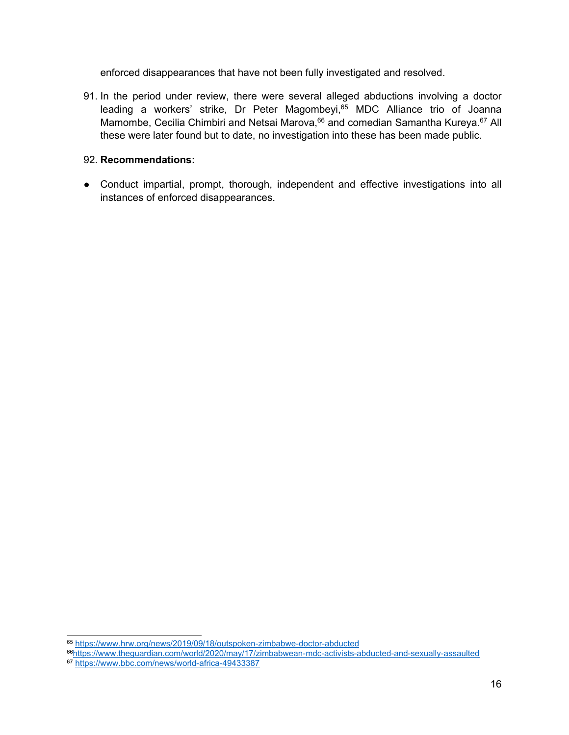enforced disappearances that have not been fully investigated and resolved.

91. In the period under review, there were several alleged abductions involving a doctor leading a workers' strike, Dr Peter Magombeyi,[65] MDC Alliance trio of Joanna Mamombe, Cecilia Chimbiri and Netsai Marova,[66] and comedian Samantha Kureya.[67] All these were later found but to date, no investigation into these has been made public.

92. **Recommendations:**

- Conduct impartial, prompt, thorough, independent and effective investigations into all instances of enforced disappearances.

---

[65] https://www.hrw.org/news/2019/09/18/outspoken-zimbabwe-doctor-abducted

[66] https://www.theguardian.com/world/2020/may/17/zimbabwean-mdc-activists-abducted-and-sexually-assaulted

[67] https://www.bbc.com/news/world-africa-49433387